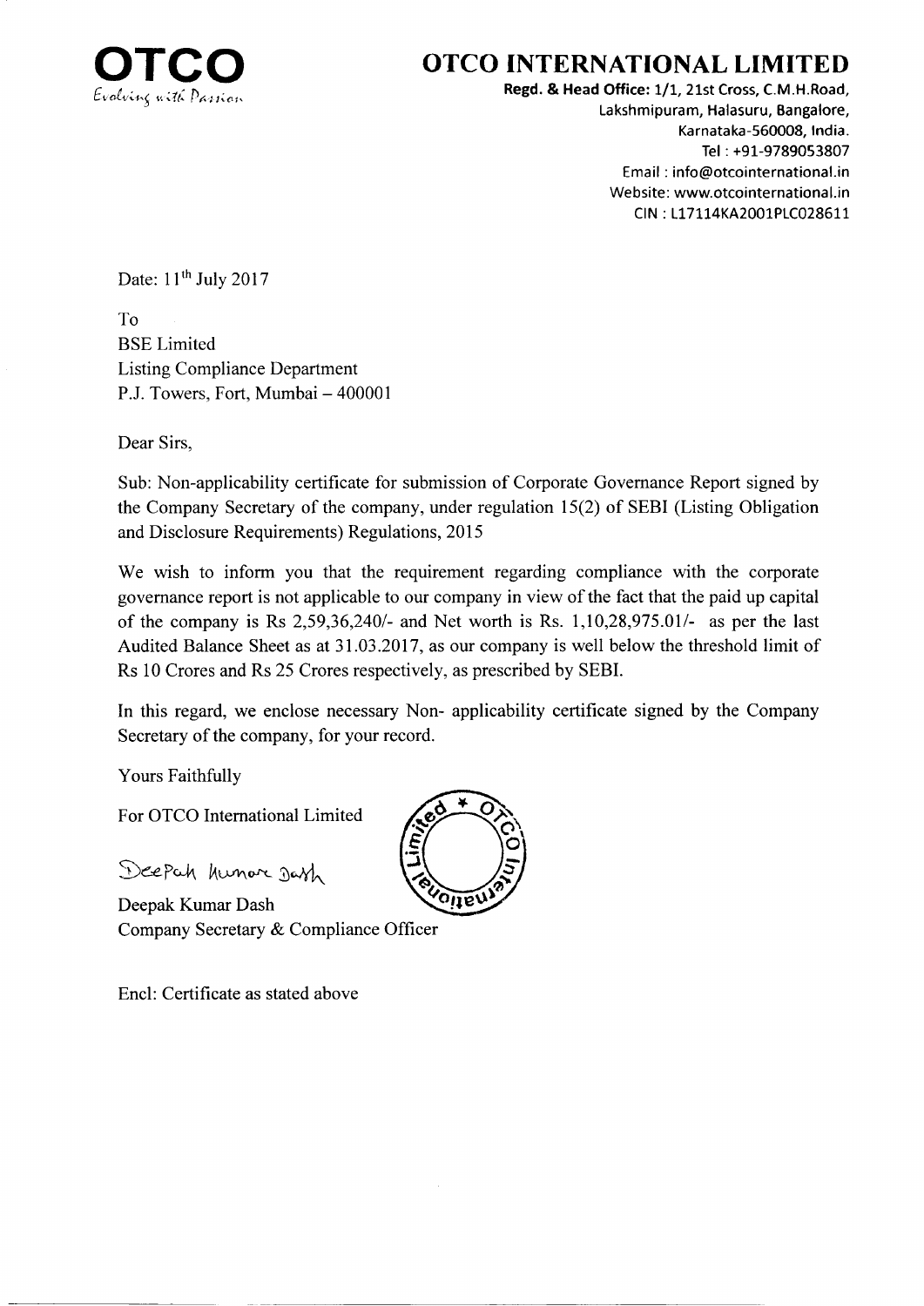**OTCO**
*Evolving with Passion*

# OTCO INTERNATIONAL LIMITED

**Regd. & Head Office:** 1/1, 21st Cross, C.M.H.Road,
Lakshmipuram, Halasuru, Bangalore,
Karnataka-560008, India.
Tel : +91-9789053807
Email : info@otcointernational.in
Website: www.otcointernational.in
CIN : L17114KA2001PLC028611

Date: 11th July 2017

To
BSE Limited
Listing Compliance Department
P.J. Towers, Fort, Mumbai – 400001

Dear Sirs,

Sub: Non-applicability certificate for submission of Corporate Governance Report signed by the Company Secretary of the company, under regulation 15(2) of SEBI (Listing Obligation and Disclosure Requirements) Regulations, 2015

We wish to inform you that the requirement regarding compliance with the corporate governance report is not applicable to our company in view of the fact that the paid up capital of the company is Rs 2,59,36,240/- and Net worth is Rs. 1,10,28,975.01/- as per the last Audited Balance Sheet as at 31.03.2017, as our company is well below the threshold limit of Rs 10 Crores and Rs 25 Crores respectively, as prescribed by SEBI.

In this regard, we enclose necessary Non- applicability certificate signed by the Company Secretary of the company, for your record.

Yours Faithfully

For OTCO International Limited

Deepak Kumar Dash

Deepak Kumar Dash
Company Secretary & Compliance Officer

Encl: Certificate as stated above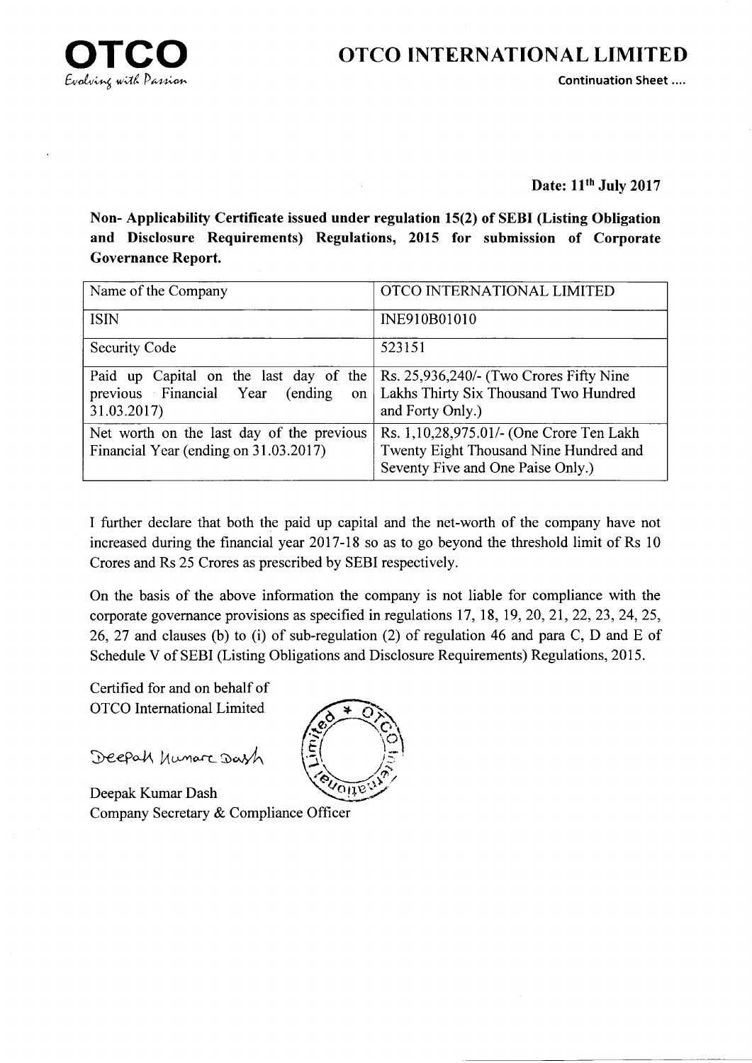**OTCO**
*Evolving with Passion*

# OTCO INTERNATIONAL LIMITED

**Continuation Sheet ....**

**Date: 11th July 2017**

**Non- Applicability Certificate issued under regulation 15(2) of SEBI (Listing Obligation and Disclosure Requirements) Regulations, 2015 for submission of Corporate Governance Report.**

| | |
|---|---|
| Name of the Company | OTCO INTERNATIONAL LIMITED |
| ISIN | INE910B01010 |
| Security Code | 523151 |
| Paid up Capital on the last day of the previous Financial Year (ending on 31.03.2017) | Rs. 25,936,240/- (Two Crores Fifty Nine Lakhs Thirty Six Thousand Two Hundred and Forty Only.) |
| Net worth on the last day of the previous Financial Year (ending on 31.03.2017) | Rs. 1,10,28,975.01/- (One Crore Ten Lakh Twenty Eight Thousand Nine Hundred and Seventy Five and One Paise Only.) |

I further declare that both the paid up capital and the net-worth of the company have not increased during the financial year 2017-18 so as to go beyond the threshold limit of Rs 10 Crores and Rs 25 Crores as prescribed by SEBI respectively.

On the basis of the above information the company is not liable for compliance with the corporate governance provisions as specified in regulations 17, 18, 19, 20, 21, 22, 23, 24, 25, 26, 27 and clauses (b) to (i) of sub-regulation (2) of regulation 46 and para C, D and E of Schedule V of SEBI (Listing Obligations and Disclosure Requirements) Regulations, 2015.

Certified for and on behalf of
OTCO International Limited

Deepak Kumar Dash

Deepak Kumar Dash
Company Secretary & Compliance Officer